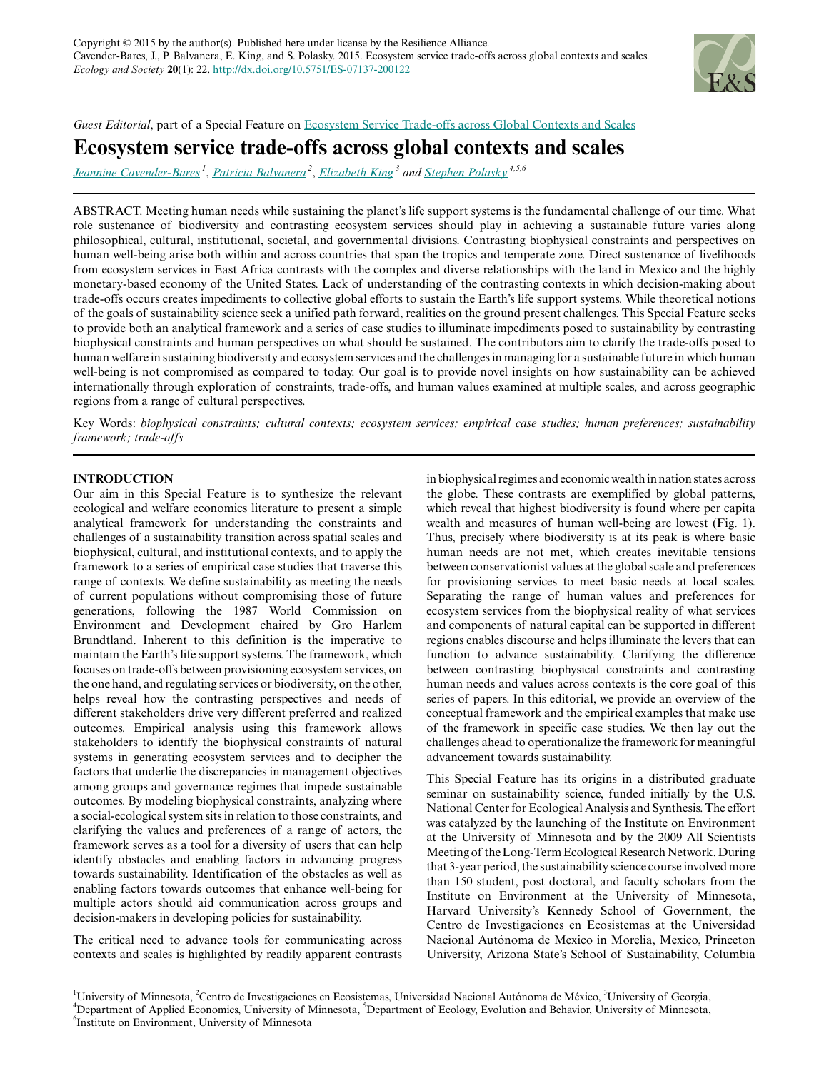Copyright © 2015 by the author(s). Published here under license by the Resilience Alliance.
Cavender-Bares, J., P. Balvanera, E. King, and S. Polasky. 2015. Ecosystem service trade-offs across global contexts and scales. *Ecology and Society* **20**(1): 22. http://dx.doi.org/10.5751/ES-07137-200122

*Guest Editorial*, part of a Special Feature on Ecosystem Service Trade-offs across Global Contexts and Scales

# Ecosystem service trade-offs across global contexts and scales

Jeannine Cavender-Bares [1], Patricia Balvanera [2], Elizabeth King [3] and Stephen Polasky [4,5,6]

ABSTRACT. Meeting human needs while sustaining the planet's life support systems is the fundamental challenge of our time. What role sustenance of biodiversity and contrasting ecosystem services should play in achieving a sustainable future varies along philosophical, cultural, institutional, societal, and governmental divisions. Contrasting biophysical constraints and perspectives on human well-being arise both within and across countries that span the tropics and temperate zone. Direct sustenance of livelihoods from ecosystem services in East Africa contrasts with the complex and diverse relationships with the land in Mexico and the highly monetary-based economy of the United States. Lack of understanding of the contrasting contexts in which decision-making about trade-offs occurs creates impediments to collective global efforts to sustain the Earth's life support systems. While theoretical notions of the goals of sustainability science seek a unified path forward, realities on the ground present challenges. This Special Feature seeks to provide both an analytical framework and a series of case studies to illuminate impediments posed to sustainability by contrasting biophysical constraints and human perspectives on what should be sustained. The contributors aim to clarify the trade-offs posed to human welfare in sustaining biodiversity and ecosystem services and the challenges in managing for a sustainable future in which human well-being is not compromised as compared to today. Our goal is to provide novel insights on how sustainability can be achieved internationally through exploration of constraints, trade-offs, and human values examined at multiple scales, and across geographic regions from a range of cultural perspectives.

Key Words: *biophysical constraints; cultural contexts; ecosystem services; empirical case studies; human preferences; sustainability framework; trade-offs*

## INTRODUCTION

Our aim in this Special Feature is to synthesize the relevant ecological and welfare economics literature to present a simple analytical framework for understanding the constraints and challenges of a sustainability transition across spatial scales and biophysical, cultural, and institutional contexts, and to apply the framework to a series of empirical case studies that traverse this range of contexts. We define sustainability as meeting the needs of current populations without compromising those of future generations, following the 1987 World Commission on Environment and Development chaired by Gro Harlem Brundtland. Inherent to this definition is the imperative to maintain the Earth's life support systems. The framework, which focuses on trade-offs between provisioning ecosystem services, on the one hand, and regulating services or biodiversity, on the other, helps reveal how the contrasting perspectives and needs of different stakeholders drive very different preferred and realized outcomes. Empirical analysis using this framework allows stakeholders to identify the biophysical constraints of natural systems in generating ecosystem services and to decipher the factors that underlie the discrepancies in management objectives among groups and governance regimes that impede sustainable outcomes. By modeling biophysical constraints, analyzing where a social-ecological system sits in relation to those constraints, and clarifying the values and preferences of a range of actors, the framework serves as a tool for a diversity of users that can help identify obstacles and enabling factors in advancing progress towards sustainability. Identification of the obstacles as well as enabling factors towards outcomes that enhance well-being for multiple actors should aid communication across groups and decision-makers in developing policies for sustainability.

The critical need to advance tools for communicating across contexts and scales is highlighted by readily apparent contrasts in biophysical regimes and economic wealth in nation states across the globe. These contrasts are exemplified by global patterns, which reveal that highest biodiversity is found where per capita wealth and measures of human well-being are lowest (Fig. 1). Thus, precisely where biodiversity is at its peak is where basic human needs are not met, which creates inevitable tensions between conservationist values at the global scale and preferences for provisioning services to meet basic needs at local scales. Separating the range of human values and preferences for ecosystem services from the biophysical reality of what services and components of natural capital can be supported in different regions enables discourse and helps illuminate the levers that can function to advance sustainability. Clarifying the difference between contrasting biophysical constraints and contrasting human needs and values across contexts is the core goal of this series of papers. In this editorial, we provide an overview of the conceptual framework and the empirical examples that make use of the framework in specific case studies. We then lay out the challenges ahead to operationalize the framework for meaningful advancement towards sustainability.

This Special Feature has its origins in a distributed graduate seminar on sustainability science, funded initially by the U.S. National Center for Ecological Analysis and Synthesis. The effort was catalyzed by the launching of the Institute on Environment at the University of Minnesota and by the 2009 All Scientists Meeting of the Long-Term Ecological Research Network. During that 3-year period, the sustainability science course involved more than 150 student, post doctoral, and faculty scholars from the Institute on Environment at the University of Minnesota, Harvard University's Kennedy School of Government, the Centro de Investigaciones en Ecosistemas at the Universidad Nacional Autónoma de Mexico in Morelia, Mexico, Princeton University, Arizona State's School of Sustainability, Columbia

[1]University of Minnesota, [2]Centro de Investigaciones en Ecosistemas, Universidad Nacional Autónoma de México, [3]University of Georgia, [4]Department of Applied Economics, University of Minnesota, [5]Department of Ecology, Evolution and Behavior, University of Minnesota, [6]Institute on Environment, University of Minnesota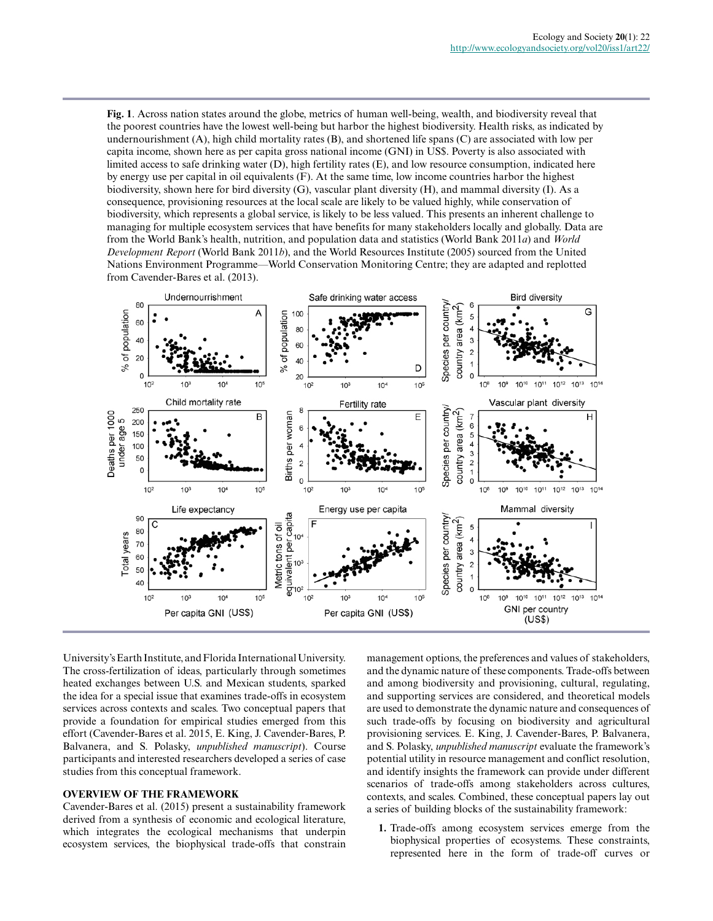**Fig. 1**. Across nation states around the globe, metrics of human well-being, wealth, and biodiversity reveal that the poorest countries have the lowest well-being but harbor the highest biodiversity. Health risks, as indicated by undernourishment (A), high child mortality rates (B), and shortened life spans (C) are associated with low per capita income, shown here as per capita gross national income (GNI) in US$. Poverty is also associated with limited access to safe drinking water (D), high fertility rates (E), and low resource consumption, indicated here by energy use per capital in oil equivalents (F). At the same time, low income countries harbor the highest biodiversity, shown here for bird diversity (G), vascular plant diversity (H), and mammal diversity (I). As a consequence, provisioning resources at the local scale are likely to be valued highly, while conservation of biodiversity, which represents a global service, is likely to be less valued. This presents an inherent challenge to managing for multiple ecosystem services that have benefits for many stakeholders locally and globally. Data are from the World Bank's health, nutrition, and population data and statistics (World Bank 2011*a*) and *World Development Report* (World Bank 2011*b*), and the World Resources Institute (2005) sourced from the United Nations Environment Programme—World Conservation Monitoring Centre; they are adapted and replotted from Cavender-Bares et al. (2013).

Undernourrishment
A
% of population
Child mortality rate
B
Deaths per 1000 under age 5
Life expectancy
C
Total years
Per capita GNI (US$)
Safe drinking water access
D
% of population
Fertility rate
E
Births per woman
Energy use per capita
F
Metric tons of oil equivalent per capita
Per capita GNI (US$)
Bird diversity
G
Species per country/ country area (km$^2$)
Vascular plant diversity
H
Species per country/ country area (km$^2$)
Mammal diversity
I
Species per country/ country area (km$^2$)
GNI per country (US$)

University's Earth Institute, and Florida International University. The cross-fertilization of ideas, particularly through sometimes heated exchanges between U.S. and Mexican students, sparked the idea for a special issue that examines trade-offs in ecosystem services across contexts and scales. Two conceptual papers that provide a foundation for empirical studies emerged from this effort (Cavender-Bares et al. 2015, E. King, J. Cavender-Bares, P. Balvanera, and S. Polasky, *unpublished manuscript*). Course participants and interested researchers developed a series of case studies from this conceptual framework.

## OVERVIEW OF THE FRAMEWORK

Cavender-Bares et al. (2015) present a sustainability framework derived from a synthesis of economic and ecological literature, which integrates the ecological mechanisms that underpin ecosystem services, the biophysical trade-offs that constrain management options, the preferences and values of stakeholders, and the dynamic nature of these components. Trade-offs between and among biodiversity and provisioning, cultural, regulating, and supporting services are considered, and theoretical models are used to demonstrate the dynamic nature and consequences of such trade-offs by focusing on biodiversity and agricultural provisioning services. E. King, J. Cavender-Bares, P. Balvanera, and S. Polasky, *unpublished manuscript* evaluate the framework's potential utility in resource management and conflict resolution, and identify insights the framework can provide under different scenarios of trade-offs among stakeholders across cultures, contexts, and scales. Combined, these conceptual papers lay out a series of building blocks of the sustainability framework:

1. Trade-offs among ecosystem services emerge from the biophysical properties of ecosystems. These constraints, represented here in the form of trade-off curves or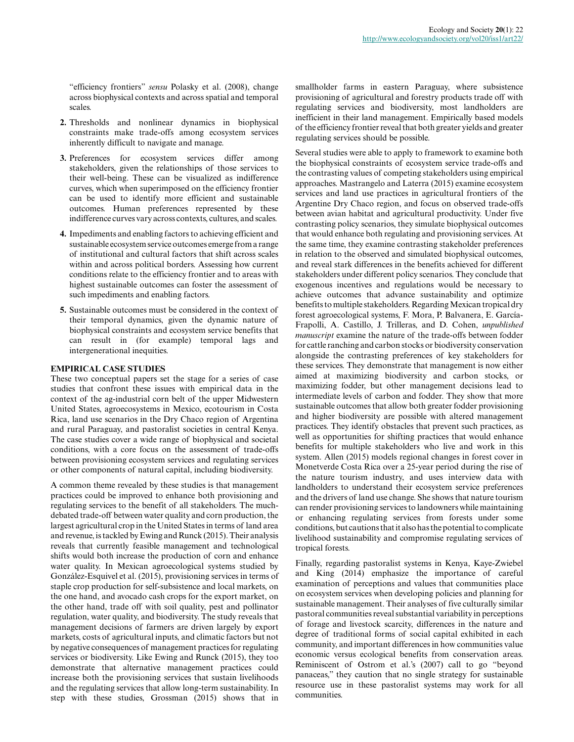"efficiency frontiers" *sensu* Polasky et al. (2008), change across biophysical contexts and across spatial and temporal scales.

2. Thresholds and nonlinear dynamics in biophysical constraints make trade-offs among ecosystem services inherently difficult to navigate and manage.
3. Preferences for ecosystem services differ among stakeholders, given the relationships of those services to their well-being. These can be visualized as indifference curves, which when superimposed on the efficiency frontier can be used to identify more efficient and sustainable outcomes. Human preferences represented by these indifference curves vary across contexts, cultures, and scales.
4. Impediments and enabling factors to achieving efficient and sustainable ecosystem service outcomes emerge from a range of institutional and cultural factors that shift across scales within and across political borders. Assessing how current conditions relate to the efficiency frontier and to areas with highest sustainable outcomes can foster the assessment of such impediments and enabling factors.
5. Sustainable outcomes must be considered in the context of their temporal dynamics, given the dynamic nature of biophysical constraints and ecosystem service benefits that can result in (for example) temporal lags and intergenerational inequities.

## EMPIRICAL CASE STUDIES

These two conceptual papers set the stage for a series of case studies that confront these issues with empirical data in the context of the ag-industrial corn belt of the upper Midwestern United States, agroecosystems in Mexico, ecotourism in Costa Rica, land use scenarios in the Dry Chaco region of Argentina and rural Paraguay, and pastoralist societies in central Kenya. The case studies cover a wide range of biophysical and societal conditions, with a core focus on the assessment of trade-offs between provisioning ecosystem services and regulating services or other components of natural capital, including biodiversity.

A common theme revealed by these studies is that management practices could be improved to enhance both provisioning and regulating services to the benefit of all stakeholders. The much-debated trade-off between water quality and corn production, the largest agricultural crop in the United States in terms of land area and revenue, is tackled by Ewing and Runck (2015). Their analysis reveals that currently feasible management and technological shifts would both increase the production of corn and enhance water quality. In Mexican agroecological systems studied by González-Esquivel et al. (2015), provisioning services in terms of staple crop production for self-subsistence and local markets, on the one hand, and avocado cash crops for the export market, on the other hand, trade off with soil quality, pest and pollinator regulation, water quality, and biodiversity. The study reveals that management decisions of farmers are driven largely by export markets, costs of agricultural inputs, and climatic factors but not by negative consequences of management practices for regulating services or biodiversity. Like Ewing and Runck (2015), they too demonstrate that alternative management practices could increase both the provisioning services that sustain livelihoods and the regulating services that allow long-term sustainability. In step with these studies, Grossman (2015) shows that in smallholder farms in eastern Paraguay, where subsistence provisioning of agricultural and forestry products trade off with regulating services and biodiversity, most landholders are inefficient in their land management. Empirically based models of the efficiency frontier reveal that both greater yields and greater regulating services should be possible.

Several studies were able to apply to framework to examine both the biophysical constraints of ecosystem service trade-offs and the contrasting values of competing stakeholders using empirical approaches. Mastrangelo and Laterra (2015) examine ecosystem services and land use practices in agricultural frontiers of the Argentine Dry Chaco region, and focus on observed trade-offs between avian habitat and agricultural productivity. Under five contrasting policy scenarios, they simulate biophysical outcomes that would enhance both regulating and provisioning services. At the same time, they examine contrasting stakeholder preferences in relation to the observed and simulated biophysical outcomes, and reveal stark differences in the benefits achieved for different stakeholders under different policy scenarios. They conclude that exogenous incentives and regulations would be necessary to achieve outcomes that advance sustainability and optimize benefits to multiple stakeholders. Regarding Mexican tropical dry forest agroecological systems, F. Mora, P. Balvanera, E. García-Frapolli, A. Castillo, J. Trilleras, and D. Cohen, *unpublished manuscript* examine the nature of the trade-offs between fodder for cattle ranching and carbon stocks or biodiversity conservation alongside the contrasting preferences of key stakeholders for these services. They demonstrate that management is now either aimed at maximizing biodiversity and carbon stocks, or maximizing fodder, but other management decisions lead to intermediate levels of carbon and fodder. They show that more sustainable outcomes that allow both greater fodder provisioning and higher biodiversity are possible with altered management practices. They identify obstacles that prevent such practices, as well as opportunities for shifting practices that would enhance benefits for multiple stakeholders who live and work in this system. Allen (2015) models regional changes in forest cover in Monetverde Costa Rica over a 25-year period during the rise of the nature tourism industry, and uses interview data with landholders to understand their ecosystem service preferences and the drivers of land use change. She shows that nature tourism can render provisioning services to landowners while maintaining or enhancing regulating services from forests under some conditions, but cautions that it also has the potential to complicate livelihood sustainability and compromise regulating services of tropical forests.

Finally, regarding pastoralist systems in Kenya, Kaye-Zwiebel and King (2014) emphasize the importance of careful examination of perceptions and values that communities place on ecosystem services when developing policies and planning for sustainable management. Their analyses of five culturally similar pastoral communities reveal substantial variability in perceptions of forage and livestock scarcity, differences in the nature and degree of traditional forms of social capital exhibited in each community, and important differences in how communities value economic versus ecological benefits from conservation areas. Reminiscent of Ostrom et al.'s (2007) call to go "beyond panaceas," they caution that no single strategy for sustainable resource use in these pastoralist systems may work for all communities.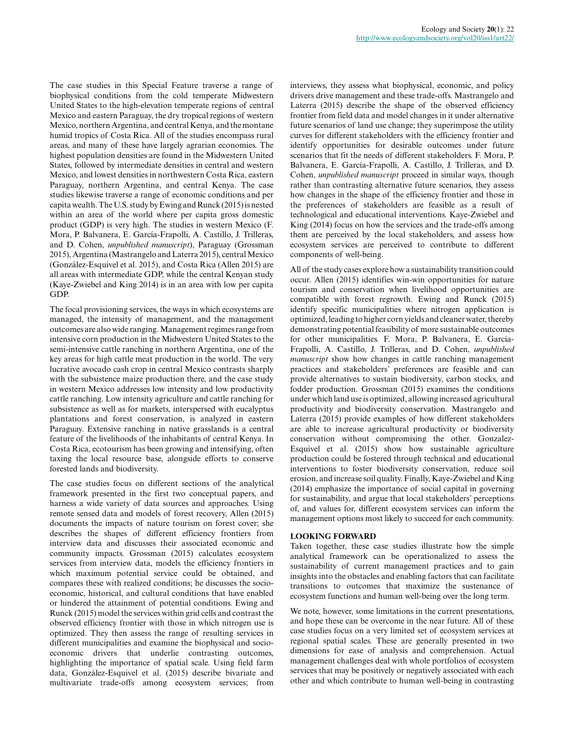The case studies in this Special Feature traverse a range of biophysical conditions from the cold temperate Midwestern United States to the high-elevation temperate regions of central Mexico and eastern Paraguay, the dry tropical regions of western Mexico, northern Argentina, and central Kenya, and the montane humid tropics of Costa Rica. All of the studies encompass rural areas, and many of these have largely agrarian economies. The highest population densities are found in the Midwestern United States, followed by intermediate densities in central and western Mexico, and lowest densities in northwestern Costa Rica, eastern Paraguay, northern Argentina, and central Kenya. The case studies likewise traverse a range of economic conditions and per capita wealth. The U.S. study by Ewing and Runck (2015) is nested within an area of the world where per capita gross domestic product (GDP) is very high. The studies in western Mexico (F. Mora, P. Balvanera, E. García-Frapolli, A. Castillo, J. Trilleras, and D. Cohen, *unpublished manuscript*), Paraguay (Grossman 2015), Argentina (Mastrangelo and Laterra 2015), central Mexico (González-Esquivel et al. 2015), and Costa Rica (Allen 2015) are all areas with intermediate GDP, while the central Kenyan study (Kaye-Zwiebel and King 2014) is in an area with low per capita GDP.

The focal provisioning services, the ways in which ecosystems are managed, the intensity of management, and the management outcomes are also wide ranging. Management regimes range from intensive corn production in the Midwestern United States to the semi-intensive cattle ranching in northern Argentina, one of the key areas for high cattle meat production in the world. The very lucrative avocado cash crop in central Mexico contrasts sharply with the subsistence maize production there, and the case study in western Mexico addresses low intensity and low productivity cattle ranching. Low intensity agriculture and cattle ranching for subsistence as well as for markets, interspersed with eucalyptus plantations and forest conservation, is analyzed in eastern Paraguay. Extensive ranching in native grasslands is a central feature of the livelihoods of the inhabitants of central Kenya. In Costa Rica, ecotourism has been growing and intensifying, often taxing the local resource base, alongside efforts to conserve forested lands and biodiversity.

The case studies focus on different sections of the analytical framework presented in the first two conceptual papers, and harness a wide variety of data sources and approaches. Using remote sensed data and models of forest recovery, Allen (2015) documents the impacts of nature tourism on forest cover; she describes the shapes of different efficiency frontiers from interview data and discusses their associated economic and community impacts. Grossman (2015) calculates ecosystem services from interview data, models the efficiency frontiers in which maximum potential service could be obtained, and compares these with realized conditions; he discusses the socio-economic, historical, and cultural conditions that have enabled or hindered the attainment of potential conditions. Ewing and Runck (2015) model the services within grid cells and contrast the observed efficiency frontier with those in which nitrogen use is optimized. They then assess the range of resulting services in different municipalities and examine the biophysical and socio-economic drivers that underlie contrasting outcomes, highlighting the importance of spatial scale. Using field farm data, González-Esquivel et al. (2015) describe bivariate and multivariate trade-offs among ecosystem services; from interviews, they assess what biophysical, economic, and policy drivers drive management and these trade-offs. Mastrangelo and Laterra (2015) describe the shape of the observed efficiency frontier from field data and model changes in it under alternative future scenarios of land use change; they superimpose the utility curves for different stakeholders with the efficiency frontier and identify opportunities for desirable outcomes under future scenarios that fit the needs of different stakeholders. F. Mora, P. Balvanera, E. García-Frapolli, A. Castillo, J. Trilleras, and D. Cohen, *unpublished manuscript* proceed in similar ways, though rather than contrasting alternative future scenarios, they assess how changes in the shape of the efficiency frontier and those in the preferences of stakeholders are feasible as a result of technological and educational interventions. Kaye-Zwiebel and King (2014) focus on how the services and the trade-offs among them are perceived by the local stakeholders, and assess how ecosystem services are perceived to contribute to different components of well-being.

All of the study cases explore how a sustainability transition could occur. Allen (2015) identifies win-win opportunities for nature tourism and conservation when livelihood opportunities are compatible with forest regrowth. Ewing and Runck (2015) identify specific municipalities where nitrogen application is optimized, leading to higher corn yields and cleaner water, thereby demonstrating potential feasibility of more sustainable outcomes for other municipalities. F. Mora, P. Balvanera, E. García-Frapolli, A. Castillo, J. Trilleras, and D. Cohen, *unpublished manuscript* show how changes in cattle ranching management practices and stakeholders' preferences are feasible and can provide alternatives to sustain biodiversity, carbon stocks, and fodder production. Grossman (2015) examines the conditions under which land use is optimized, allowing increased agricultural productivity and biodiversity conservation. Mastrangelo and Laterra (2015) provide examples of how different stakeholders are able to increase agricultural productivity or biodiversity conservation without compromising the other. Gonzalez-Esquivel et al. (2015) show how sustainable agriculture production could be fostered through technical and educational interventions to foster biodiversity conservation, reduce soil erosion, and increase soil quality. Finally, Kaye-Zwiebel and King (2014) emphasize the importance of social capital in governing for sustainability, and argue that local stakeholders' perceptions of, and values for, different ecosystem services can inform the management options most likely to succeed for each community.

## LOOKING FORWARD

Taken together, these case studies illustrate how the simple analytical framework can be operationalized to assess the sustainability of current management practices and to gain insights into the obstacles and enabling factors that can facilitate transitions to outcomes that maximize the sustenance of ecosystem functions and human well-being over the long term.

We note, however, some limitations in the current presentations, and hope these can be overcome in the near future. All of these case studies focus on a very limited set of ecosystem services at regional spatial scales. These are generally presented in two dimensions for ease of analysis and comprehension. Actual management challenges deal with whole portfolios of ecosystem services that may be positively or negatively associated with each other and which contribute to human well-being in contrasting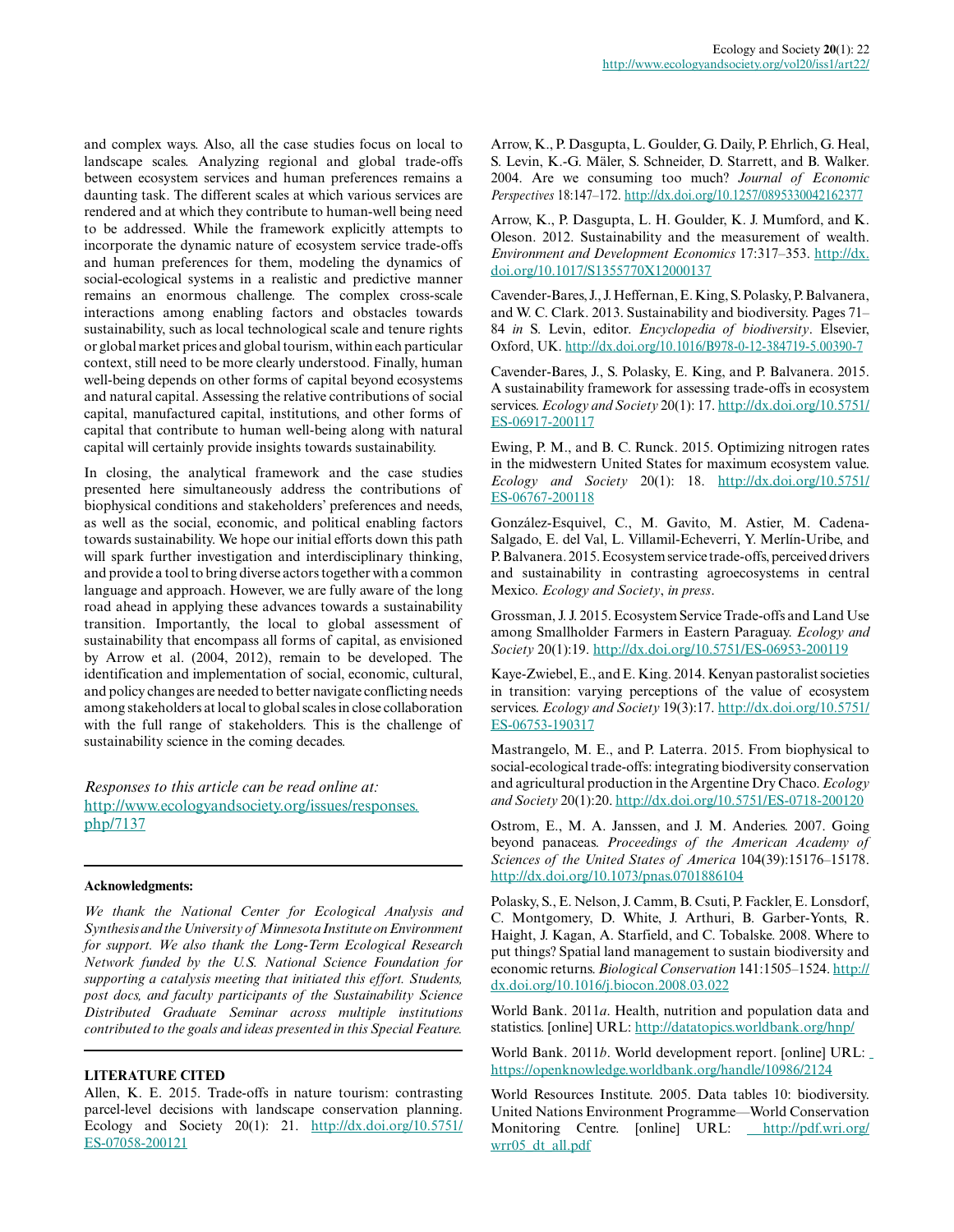and complex ways. Also, all the case studies focus on local to landscape scales. Analyzing regional and global trade-offs between ecosystem services and human preferences remains a daunting task. The different scales at which various services are rendered and at which they contribute to human-well being need to be addressed. While the framework explicitly attempts to incorporate the dynamic nature of ecosystem service trade-offs and human preferences for them, modeling the dynamics of social-ecological systems in a realistic and predictive manner remains an enormous challenge. The complex cross-scale interactions among enabling factors and obstacles towards sustainability, such as local technological scale and tenure rights or global market prices and global tourism, within each particular context, still need to be more clearly understood. Finally, human well-being depends on other forms of capital beyond ecosystems and natural capital. Assessing the relative contributions of social capital, manufactured capital, institutions, and other forms of capital that contribute to human well-being along with natural capital will certainly provide insights towards sustainability.

In closing, the analytical framework and the case studies presented here simultaneously address the contributions of biophysical conditions and stakeholders' preferences and needs, as well as the social, economic, and political enabling factors towards sustainability. We hope our initial efforts down this path will spark further investigation and interdisciplinary thinking, and provide a tool to bring diverse actors together with a common language and approach. However, we are fully aware of the long road ahead in applying these advances towards a sustainability transition. Importantly, the local to global assessment of sustainability that encompass all forms of capital, as envisioned by Arrow et al. (2004, 2012), remain to be developed. The identification and implementation of social, economic, cultural, and policy changes are needed to better navigate conflicting needs among stakeholders at local to global scales in close collaboration with the full range of stakeholders. This is the challenge of sustainability science in the coming decades.

*Responses to this article can be read online at:*
http://www.ecologyandsociety.org/issues/responses.php/7137

---

**Acknowledgments:**

*We thank the National Center for Ecological Analysis and Synthesis and the University of Minnesota Institute on Environment for support. We also thank the Long-Term Ecological Research Network funded by the U.S. National Science Foundation for supporting a catalysis meeting that initiated this effort. Students, post docs, and faculty participants of the Sustainability Science Distributed Graduate Seminar across multiple institutions contributed to the goals and ideas presented in this Special Feature.*

---

## LITERATURE CITED

Allen, K. E. 2015. Trade-offs in nature tourism: contrasting parcel-level decisions with landscape conservation planning. Ecology and Society 20(1): 21. http://dx.doi.org/10.5751/ES-07058-200121

Arrow, K., P. Dasgupta, L. Goulder, G. Daily, P. Ehrlich, G. Heal, S. Levin, K.-G. Mäler, S. Schneider, D. Starrett, and B. Walker. 2004. Are we consuming too much? *Journal of Economic Perspectives* 18:147–172. http://dx.doi.org/10.1257/0895330042162377

Arrow, K., P. Dasgupta, L. H. Goulder, K. J. Mumford, and K. Oleson. 2012. Sustainability and the measurement of wealth. *Environment and Development Economics* 17:317–353. http://dx.doi.org/10.1017/S1355770X12000137

Cavender-Bares, J., J. Heffernan, E. King, S. Polasky, P. Balvanera, and W. C. Clark. 2013. Sustainability and biodiversity. Pages 71–84 *in* S. Levin, editor. *Encyclopedia of biodiversity*. Elsevier, Oxford, UK. http://dx.doi.org/10.1016/B978-0-12-384719-5.00390-7

Cavender-Bares, J., S. Polasky, E. King, and P. Balvanera. 2015. A sustainability framework for assessing trade-offs in ecosystem services. *Ecology and Society* 20(1): 17. http://dx.doi.org/10.5751/ES-06917-200117

Ewing, P. M., and B. C. Runck. 2015. Optimizing nitrogen rates in the midwestern United States for maximum ecosystem value. *Ecology and Society* 20(1): 18. http://dx.doi.org/10.5751/ES-06767-200118

González-Esquivel, C., M. Gavito, M. Astier, M. Cadena-Salgado, E. del Val, L. Villamil-Echeverri, Y. Merlín-Uribe, and P. Balvanera. 2015. Ecosystem service trade-offs, perceived drivers and sustainability in contrasting agroecosystems in central Mexico. *Ecology and Society*, *in press*.

Grossman, J. J. 2015. Ecosystem Service Trade-offs and Land Use among Smallholder Farmers in Eastern Paraguay. *Ecology and Society* 20(1):19. http://dx.doi.org/10.5751/ES-06953-200119

Kaye-Zwiebel, E., and E. King. 2014. Kenyan pastoralist societies in transition: varying perceptions of the value of ecosystem services. *Ecology and Society* 19(3):17. http://dx.doi.org/10.5751/ES-06753-190317

Mastrangelo, M. E., and P. Laterra. 2015. From biophysical to social-ecological trade-offs: integrating biodiversity conservation and agricultural production in the Argentine Dry Chaco. *Ecology and Society* 20(1):20. http://dx.doi.org/10.5751/ES-0718-200120

Ostrom, E., M. A. Janssen, and J. M. Anderies. 2007. Going beyond panaceas. *Proceedings of the American Academy of Sciences of the United States of America* 104(39):15176–15178. http://dx.doi.org/10.1073/pnas.0701886104

Polasky, S., E. Nelson, J. Camm, B. Csuti, P. Fackler, E. Lonsdorf, C. Montgomery, D. White, J. Arthuri, B. Garber-Yonts, R. Haight, J. Kagan, A. Starfield, and C. Tobalske. 2008. Where to put things? Spatial land management to sustain biodiversity and economic returns. *Biological Conservation* 141:1505–1524. http://dx.doi.org/10.1016/j.biocon.2008.03.022

World Bank. 2011*a*. Health, nutrition and population data and statistics. [online] URL: http://datatopics.worldbank.org/hnp/

World Bank. 2011*b*. World development report. [online] URL: https://openknowledge.worldbank.org/handle/10986/2124

World Resources Institute. 2005. Data tables 10: biodiversity. United Nations Environment Programme—World Conservation Monitoring Centre. [online] URL: http://pdf.wri.org/wrr05_dt_all.pdf